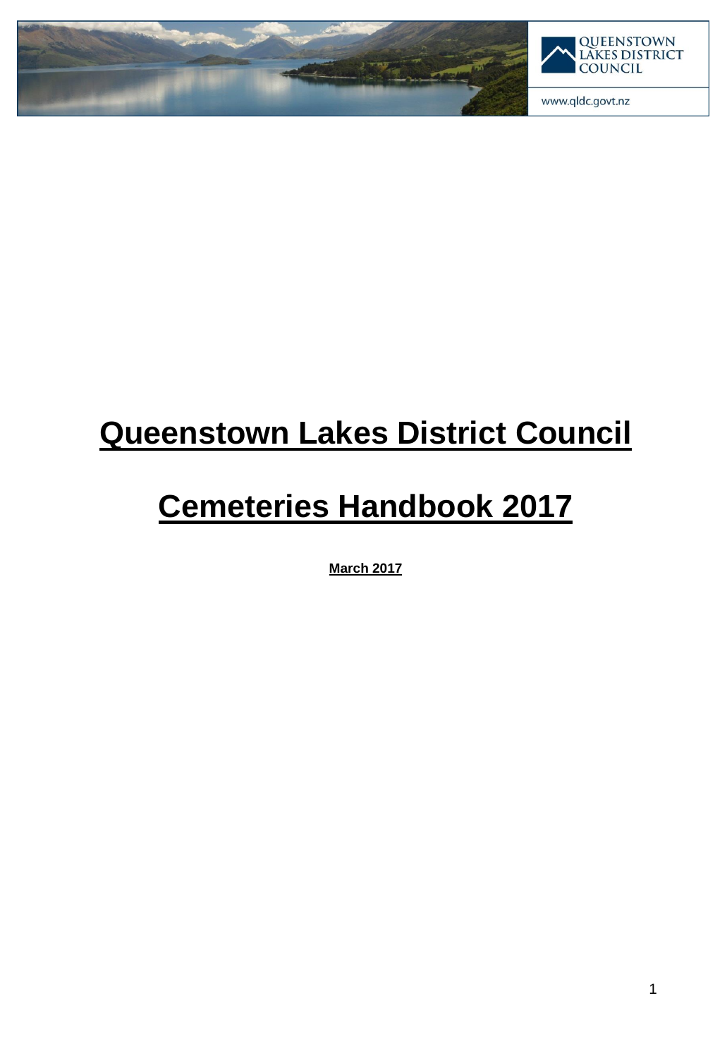QUEENSTOWN LAKES DISTRICT COUNCIL

www.qldc.govt.nz

# Queenstown Lakes District Council

# Cemeteries Handbook 2017

**March 2017**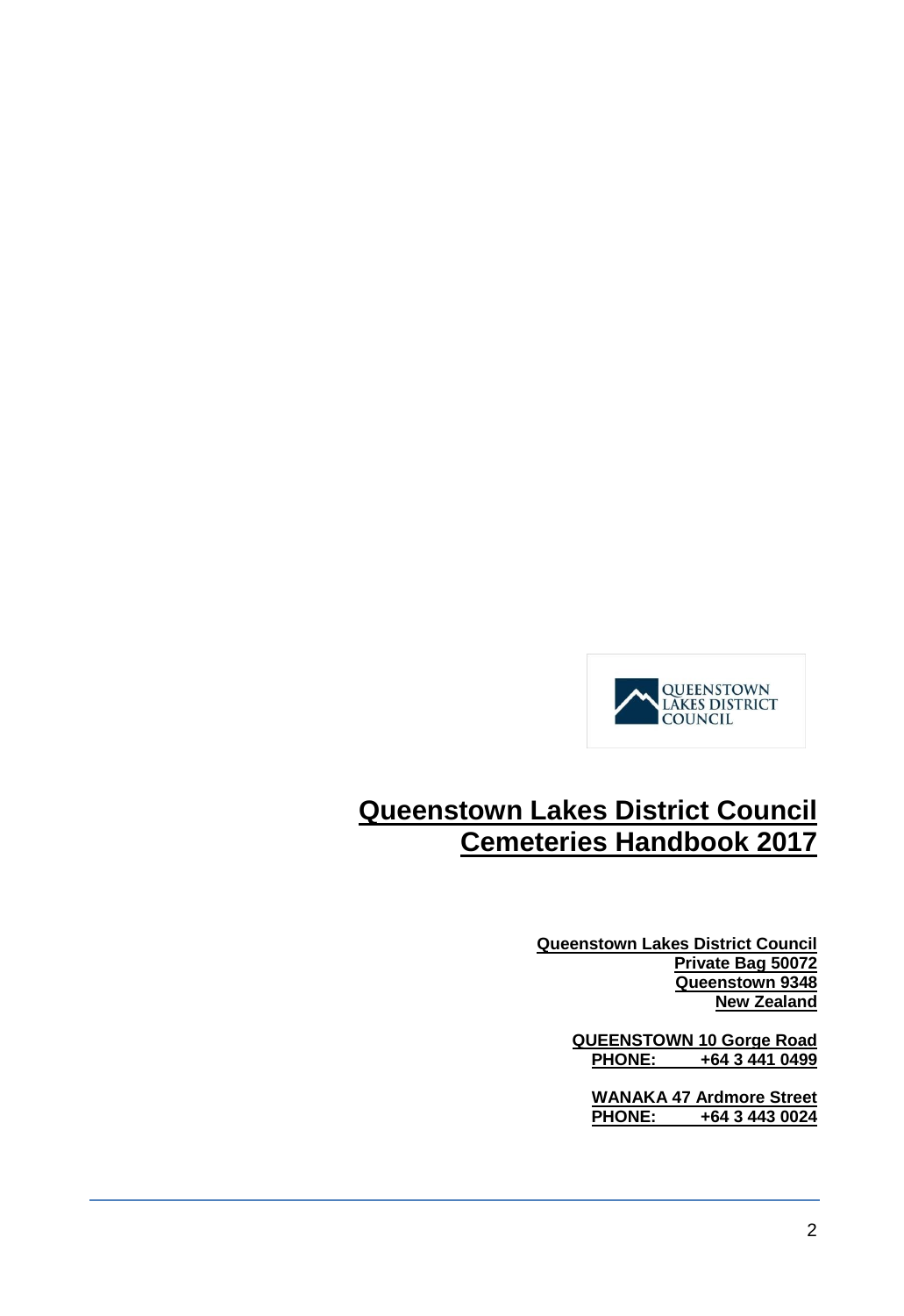QUEENSTOWN LAKES DISTRICT COUNCIL

# Queenstown Lakes District Council Cemeteries Handbook 2017

**Queenstown Lakes District Council**
**Private Bag 50072**
**Queenstown 9348**
**New Zealand**

**QUEENSTOWN 10 Gorge Road**
**PHONE: +64 3 441 0499**

**WANAKA 47 Ardmore Street**
**PHONE: +64 3 443 0024**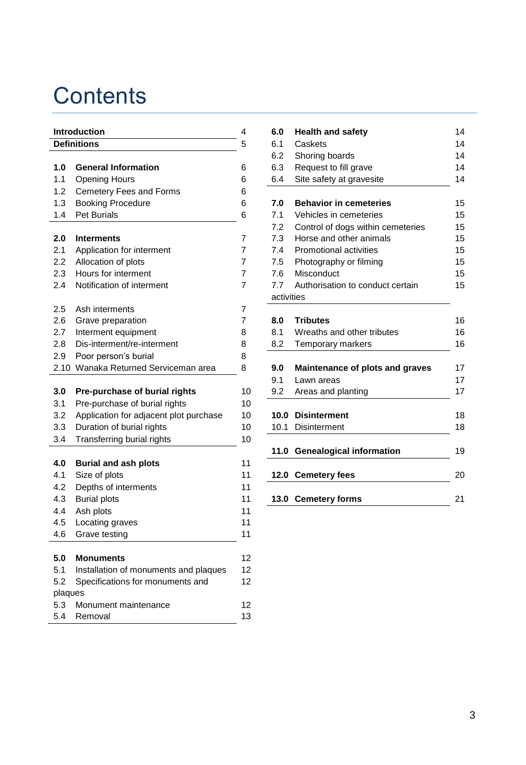# Contents

| | | |
|---|---|---|
| **Introduction** | | 4 |
| **Definitions** | | 5 |
| **1.0** | **General Information** | 6 |
| 1.1 | Opening Hours | 6 |
| 1.2 | Cemetery Fees and Forms | 6 |
| 1.3 | Booking Procedure | 6 |
| 1.4 | Pet Burials | 6 |
| **2.0** | **Interments** | 7 |
| 2.1 | Application for interment | 7 |
| 2.2 | Allocation of plots | 7 |
| 2.3 | Hours for interment | 7 |
| 2.4 | Notification of interment | 7 |
| 2.5 | Ash interments | 7 |
| 2.6 | Grave preparation | 7 |
| 2.7 | Interment equipment | 8 |
| 2.8 | Dis-interment/re-interment | 8 |
| 2.9 | Poor person's burial | 8 |
| 2.10 | Wanaka Returned Serviceman area | 8 |
| **3.0** | **Pre-purchase of burial rights** | 10 |
| 3.1 | Pre-purchase of burial rights | 10 |
| 3.2 | Application for adjacent plot purchase | 10 |
| 3.3 | Duration of burial rights | 10 |
| 3.4 | Transferring burial rights | 10 |
| **4.0** | **Burial and ash plots** | 11 |
| 4.1 | Size of plots | 11 |
| 4.2 | Depths of interments | 11 |
| 4.3 | Burial plots | 11 |
| 4.4 | Ash plots | 11 |
| 4.5 | Locating graves | 11 |
| 4.6 | Grave testing | 11 |
| **5.0** | **Monuments** | 12 |
| 5.1 | Installation of monuments and plaques | 12 |
| 5.2 | Specifications for monuments and plaques | 12 |
| 5.3 | Monument maintenance | 12 |
| 5.4 | Removal | 13 |
| **6.0** | **Health and safety** | 14 |
| 6.1 | Caskets | 14 |
| 6.2 | Shoring boards | 14 |
| 6.3 | Request to fill grave | 14 |
| 6.4 | Site safety at gravesite | 14 |
| **7.0** | **Behavior in cemeteries** | 15 |
| 7.1 | Vehicles in cemeteries | 15 |
| 7.2 | Control of dogs within cemeteries | 15 |
| 7.3 | Horse and other animals | 15 |
| 7.4 | Promotional activities | 15 |
| 7.5 | Photography or filming | 15 |
| 7.6 | Misconduct | 15 |
| 7.7 | Authorisation to conduct certain activities | 15 |
| **8.0** | **Tributes** | 16 |
| 8.1 | Wreaths and other tributes | 16 |
| 8.2 | Temporary markers | 16 |
| **9.0** | **Maintenance of plots and graves** | 17 |
| 9.1 | Lawn areas | 17 |
| 9.2 | Areas and planting | 17 |
| **10.0** | **Disinterment** | 18 |
| 10.1 | Disinterment | 18 |
| **11.0** | **Genealogical information** | 19 |
| **12.0** | **Cemetery fees** | 20 |
| **13.0** | **Cemetery forms** | 21 |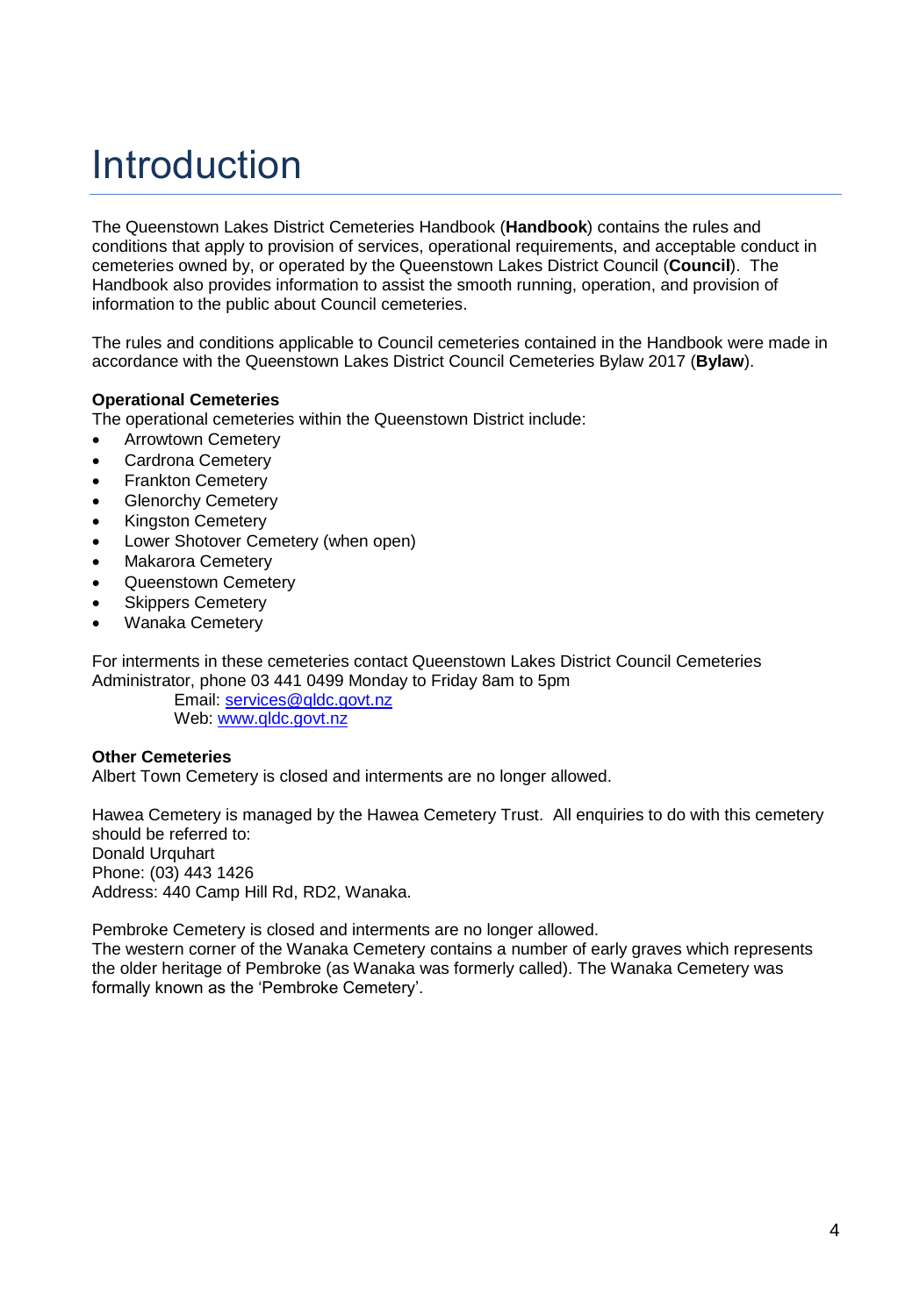# Introduction

The Queenstown Lakes District Cemeteries Handbook (**Handbook**) contains the rules and conditions that apply to provision of services, operational requirements, and acceptable conduct in cemeteries owned by, or operated by the Queenstown Lakes District Council (**Council**). The Handbook also provides information to assist the smooth running, operation, and provision of information to the public about Council cemeteries.

The rules and conditions applicable to Council cemeteries contained in the Handbook were made in accordance with the Queenstown Lakes District Council Cemeteries Bylaw 2017 (**Bylaw**).

**Operational Cemeteries**

The operational cemeteries within the Queenstown District include:

- Arrowtown Cemetery
- Cardrona Cemetery
- Frankton Cemetery
- Glenorchy Cemetery
- Kingston Cemetery
- Lower Shotover Cemetery (when open)
- Makarora Cemetery
- Queenstown Cemetery
- Skippers Cemetery
- Wanaka Cemetery

For interments in these cemeteries contact Queenstown Lakes District Council Cemeteries Administrator, phone 03 441 0499 Monday to Friday 8am to 5pm

Email: services@qldc.govt.nz
Web: www.qldc.govt.nz

**Other Cemeteries**

Albert Town Cemetery is closed and interments are no longer allowed.

Hawea Cemetery is managed by the Hawea Cemetery Trust. All enquiries to do with this cemetery should be referred to:
Donald Urquhart
Phone: (03) 443 1426
Address: 440 Camp Hill Rd, RD2, Wanaka.

Pembroke Cemetery is closed and interments are no longer allowed.
The western corner of the Wanaka Cemetery contains a number of early graves which represents the older heritage of Pembroke (as Wanaka was formerly called). The Wanaka Cemetery was formally known as the 'Pembroke Cemetery'.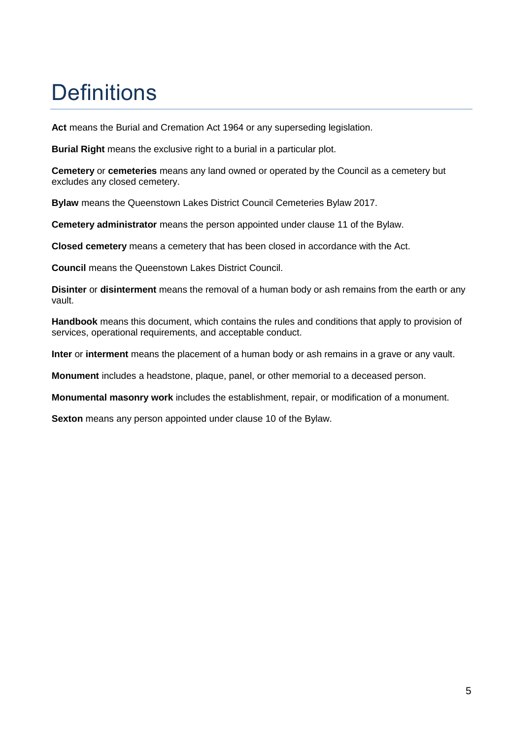# Definitions

**Act** means the Burial and Cremation Act 1964 or any superseding legislation.

**Burial Right** means the exclusive right to a burial in a particular plot.

**Cemetery** or **cemeteries** means any land owned or operated by the Council as a cemetery but excludes any closed cemetery.

**Bylaw** means the Queenstown Lakes District Council Cemeteries Bylaw 2017.

**Cemetery administrator** means the person appointed under clause 11 of the Bylaw.

**Closed cemetery** means a cemetery that has been closed in accordance with the Act.

**Council** means the Queenstown Lakes District Council.

**Disinter** or **disinterment** means the removal of a human body or ash remains from the earth or any vault.

**Handbook** means this document, which contains the rules and conditions that apply to provision of services, operational requirements, and acceptable conduct.

**Inter** or **interment** means the placement of a human body or ash remains in a grave or any vault.

**Monument** includes a headstone, plaque, panel, or other memorial to a deceased person.

**Monumental masonry work** includes the establishment, repair, or modification of a monument.

**Sexton** means any person appointed under clause 10 of the Bylaw.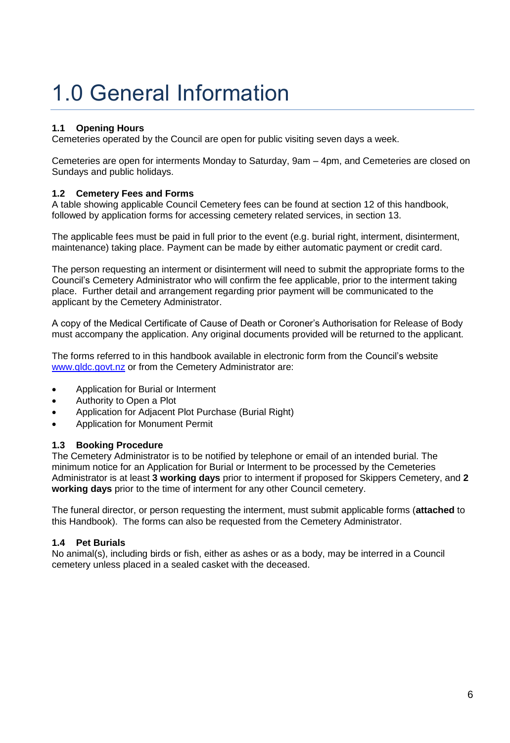# 1.0 General Information

### 1.1 Opening Hours

Cemeteries operated by the Council are open for public visiting seven days a week.

Cemeteries are open for interments Monday to Saturday, 9am – 4pm, and Cemeteries are closed on Sundays and public holidays.

### 1.2 Cemetery Fees and Forms

A table showing applicable Council Cemetery fees can be found at section 12 of this handbook, followed by application forms for accessing cemetery related services, in section 13.

The applicable fees must be paid in full prior to the event (e.g. burial right, interment, disinterment, maintenance) taking place. Payment can be made by either automatic payment or credit card.

The person requesting an interment or disinterment will need to submit the appropriate forms to the Council's Cemetery Administrator who will confirm the fee applicable, prior to the interment taking place. Further detail and arrangement regarding prior payment will be communicated to the applicant by the Cemetery Administrator.

A copy of the Medical Certificate of Cause of Death or Coroner's Authorisation for Release of Body must accompany the application. Any original documents provided will be returned to the applicant.

The forms referred to in this handbook available in electronic form from the Council's website [www.qldc.govt.nz](http://www.qldc.govt.nz) or from the Cemetery Administrator are:

- Application for Burial or Interment
- Authority to Open a Plot
- Application for Adjacent Plot Purchase (Burial Right)
- Application for Monument Permit

### 1.3 Booking Procedure

The Cemetery Administrator is to be notified by telephone or email of an intended burial. The minimum notice for an Application for Burial or Interment to be processed by the Cemeteries Administrator is at least **3 working days** prior to interment if proposed for Skippers Cemetery, and **2 working days** prior to the time of interment for any other Council cemetery.

The funeral director, or person requesting the interment, must submit applicable forms (**attached** to this Handbook). The forms can also be requested from the Cemetery Administrator.

### 1.4 Pet Burials

No animal(s), including birds or fish, either as ashes or as a body, may be interred in a Council cemetery unless placed in a sealed casket with the deceased.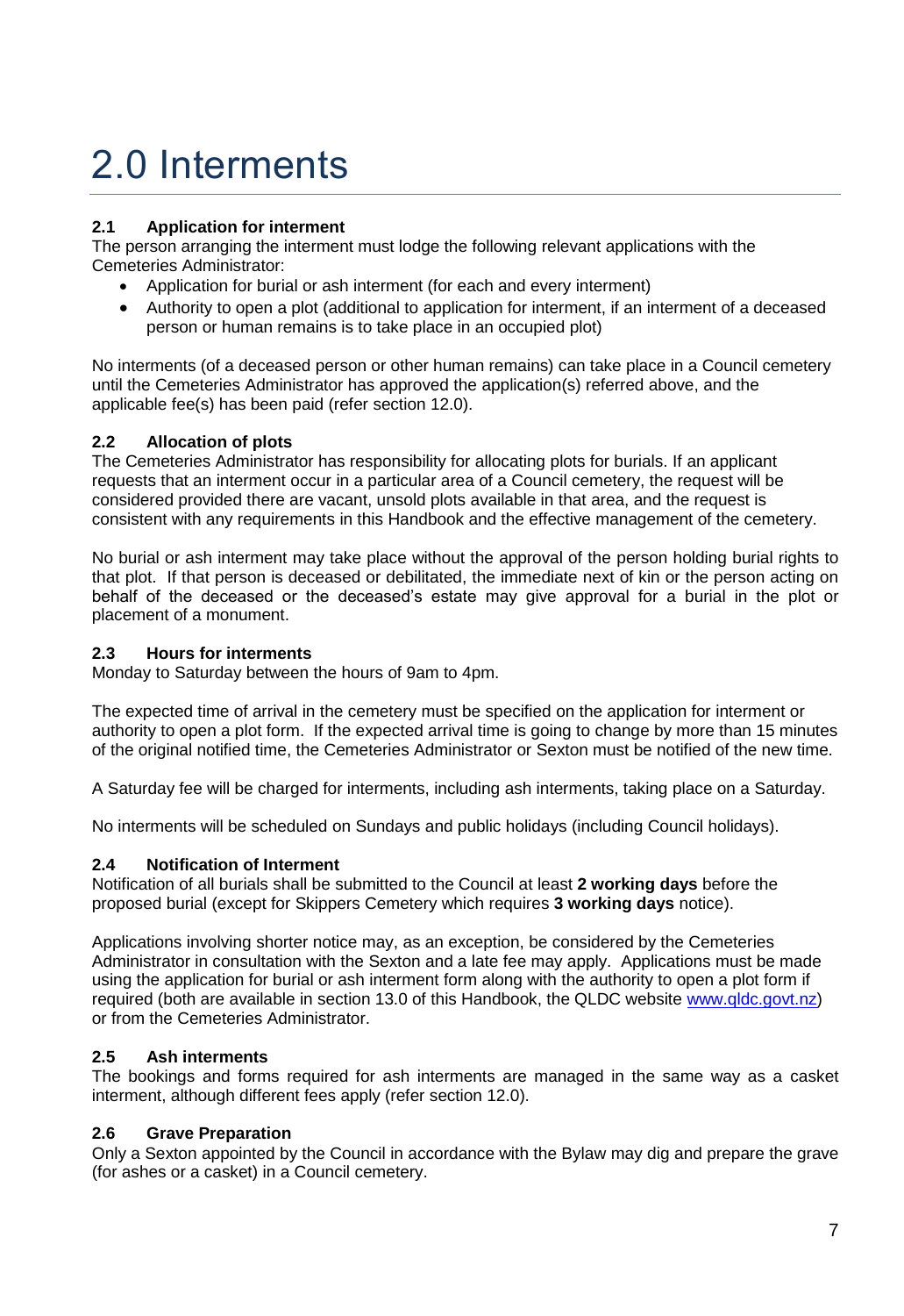# 2.0 Interments

### 2.1 Application for interment

The person arranging the interment must lodge the following relevant applications with the Cemeteries Administrator:

- Application for burial or ash interment (for each and every interment)
- Authority to open a plot (additional to application for interment, if an interment of a deceased person or human remains is to take place in an occupied plot)

No interments (of a deceased person or other human remains) can take place in a Council cemetery until the Cemeteries Administrator has approved the application(s) referred above, and the applicable fee(s) has been paid (refer section 12.0).

### 2.2 Allocation of plots

The Cemeteries Administrator has responsibility for allocating plots for burials. If an applicant requests that an interment occur in a particular area of a Council cemetery, the request will be considered provided there are vacant, unsold plots available in that area, and the request is consistent with any requirements in this Handbook and the effective management of the cemetery.

No burial or ash interment may take place without the approval of the person holding burial rights to that plot. If that person is deceased or debilitated, the immediate next of kin or the person acting on behalf of the deceased or the deceased's estate may give approval for a burial in the plot or placement of a monument.

### 2.3 Hours for interments

Monday to Saturday between the hours of 9am to 4pm.

The expected time of arrival in the cemetery must be specified on the application for interment or authority to open a plot form. If the expected arrival time is going to change by more than 15 minutes of the original notified time, the Cemeteries Administrator or Sexton must be notified of the new time.

A Saturday fee will be charged for interments, including ash interments, taking place on a Saturday.

No interments will be scheduled on Sundays and public holidays (including Council holidays).

### 2.4 Notification of Interment

Notification of all burials shall be submitted to the Council at least **2 working days** before the proposed burial (except for Skippers Cemetery which requires **3 working days** notice).

Applications involving shorter notice may, as an exception, be considered by the Cemeteries Administrator in consultation with the Sexton and a late fee may apply. Applications must be made using the application for burial or ash interment form along with the authority to open a plot form if required (both are available in section 13.0 of this Handbook, the QLDC website [www.qldc.govt.nz](www.qldc.govt.nz)) or from the Cemeteries Administrator.

### 2.5 Ash interments

The bookings and forms required for ash interments are managed in the same way as a casket interment, although different fees apply (refer section 12.0).

### 2.6 Grave Preparation

Only a Sexton appointed by the Council in accordance with the Bylaw may dig and prepare the grave (for ashes or a casket) in a Council cemetery.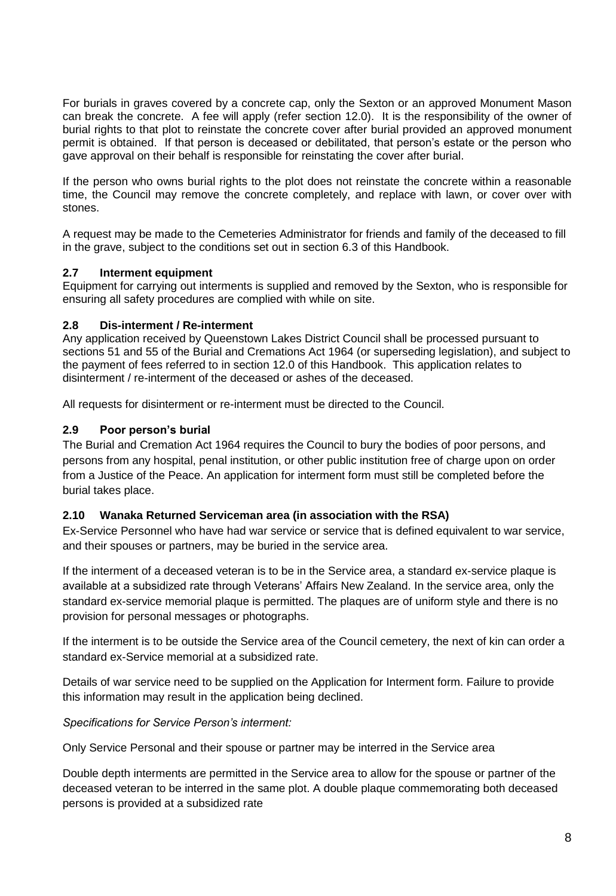For burials in graves covered by a concrete cap, only the Sexton or an approved Monument Mason can break the concrete. A fee will apply (refer section 12.0). It is the responsibility of the owner of burial rights to that plot to reinstate the concrete cover after burial provided an approved monument permit is obtained. If that person is deceased or debilitated, that person's estate or the person who gave approval on their behalf is responsible for reinstating the cover after burial.

If the person who owns burial rights to the plot does not reinstate the concrete within a reasonable time, the Council may remove the concrete completely, and replace with lawn, or cover over with stones.

A request may be made to the Cemeteries Administrator for friends and family of the deceased to fill in the grave, subject to the conditions set out in section 6.3 of this Handbook.

### 2.7 Interment equipment

Equipment for carrying out interments is supplied and removed by the Sexton, who is responsible for ensuring all safety procedures are complied with while on site.

### 2.8 Dis-interment / Re-interment

Any application received by Queenstown Lakes District Council shall be processed pursuant to sections 51 and 55 of the Burial and Cremations Act 1964 (or superseding legislation), and subject to the payment of fees referred to in section 12.0 of this Handbook. This application relates to disinterment / re-interment of the deceased or ashes of the deceased.

All requests for disinterment or re-interment must be directed to the Council.

### 2.9 Poor person's burial

The Burial and Cremation Act 1964 requires the Council to bury the bodies of poor persons, and persons from any hospital, penal institution, or other public institution free of charge upon on order from a Justice of the Peace. An application for interment form must still be completed before the burial takes place.

### 2.10 Wanaka Returned Serviceman area (in association with the RSA)

Ex-Service Personnel who have had war service or service that is defined equivalent to war service, and their spouses or partners, may be buried in the service area.

If the interment of a deceased veteran is to be in the Service area, a standard ex-service plaque is available at a subsidized rate through Veterans' Affairs New Zealand. In the service area, only the standard ex-service memorial plaque is permitted. The plaques are of uniform style and there is no provision for personal messages or photographs.

If the interment is to be outside the Service area of the Council cemetery, the next of kin can order a standard ex-Service memorial at a subsidized rate.

Details of war service need to be supplied on the Application for Interment form. Failure to provide this information may result in the application being declined.

*Specifications for Service Person's interment:*

Only Service Personal and their spouse or partner may be interred in the Service area

Double depth interments are permitted in the Service area to allow for the spouse or partner of the deceased veteran to be interred in the same plot. A double plaque commemorating both deceased persons is provided at a subsidized rate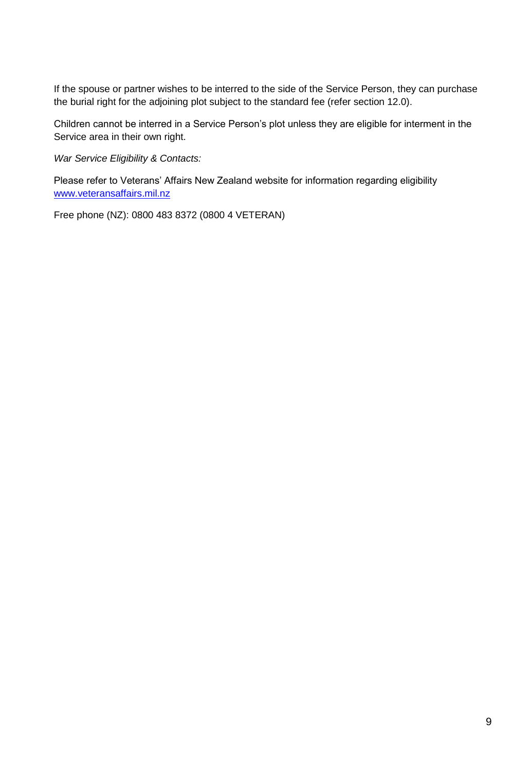If the spouse or partner wishes to be interred to the side of the Service Person, they can purchase the burial right for the adjoining plot subject to the standard fee (refer section 12.0).

Children cannot be interred in a Service Person's plot unless they are eligible for interment in the Service area in their own right.

*War Service Eligibility & Contacts:*

Please refer to Veterans' Affairs New Zealand website for information regarding eligibility [www.veteransaffairs.mil.nz](http://www.veteransaffairs.mil.nz)

Free phone (NZ): 0800 483 8372 (0800 4 VETERAN)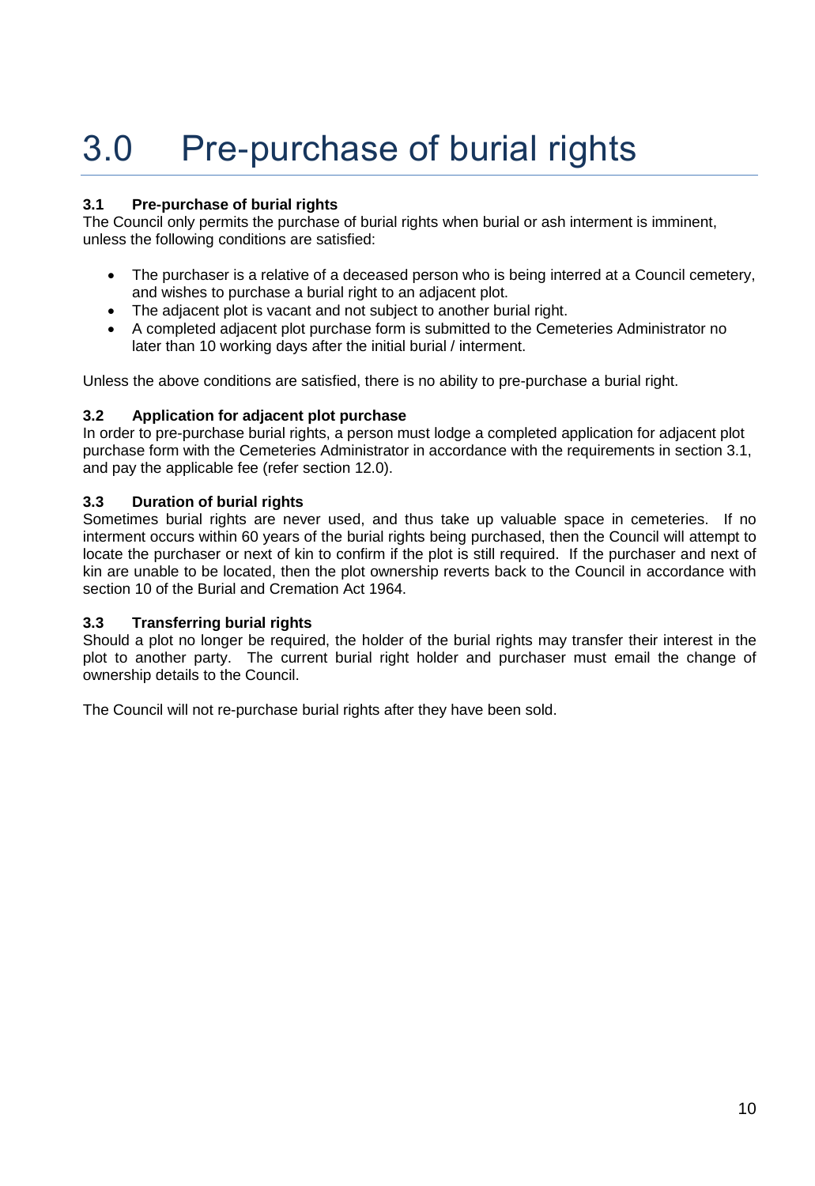# 3.0 Pre-purchase of burial rights

### 3.1 Pre-purchase of burial rights

The Council only permits the purchase of burial rights when burial or ash interment is imminent, unless the following conditions are satisfied:

- The purchaser is a relative of a deceased person who is being interred at a Council cemetery, and wishes to purchase a burial right to an adjacent plot.
- The adjacent plot is vacant and not subject to another burial right.
- A completed adjacent plot purchase form is submitted to the Cemeteries Administrator no later than 10 working days after the initial burial / interment.

Unless the above conditions are satisfied, there is no ability to pre-purchase a burial right.

### 3.2 Application for adjacent plot purchase

In order to pre-purchase burial rights, a person must lodge a completed application for adjacent plot purchase form with the Cemeteries Administrator in accordance with the requirements in section 3.1, and pay the applicable fee (refer section 12.0).

### 3.3 Duration of burial rights

Sometimes burial rights are never used, and thus take up valuable space in cemeteries. If no interment occurs within 60 years of the burial rights being purchased, then the Council will attempt to locate the purchaser or next of kin to confirm if the plot is still required. If the purchaser and next of kin are unable to be located, then the plot ownership reverts back to the Council in accordance with section 10 of the Burial and Cremation Act 1964.

### 3.3 Transferring burial rights

Should a plot no longer be required, the holder of the burial rights may transfer their interest in the plot to another party. The current burial right holder and purchaser must email the change of ownership details to the Council.

The Council will not re-purchase burial rights after they have been sold.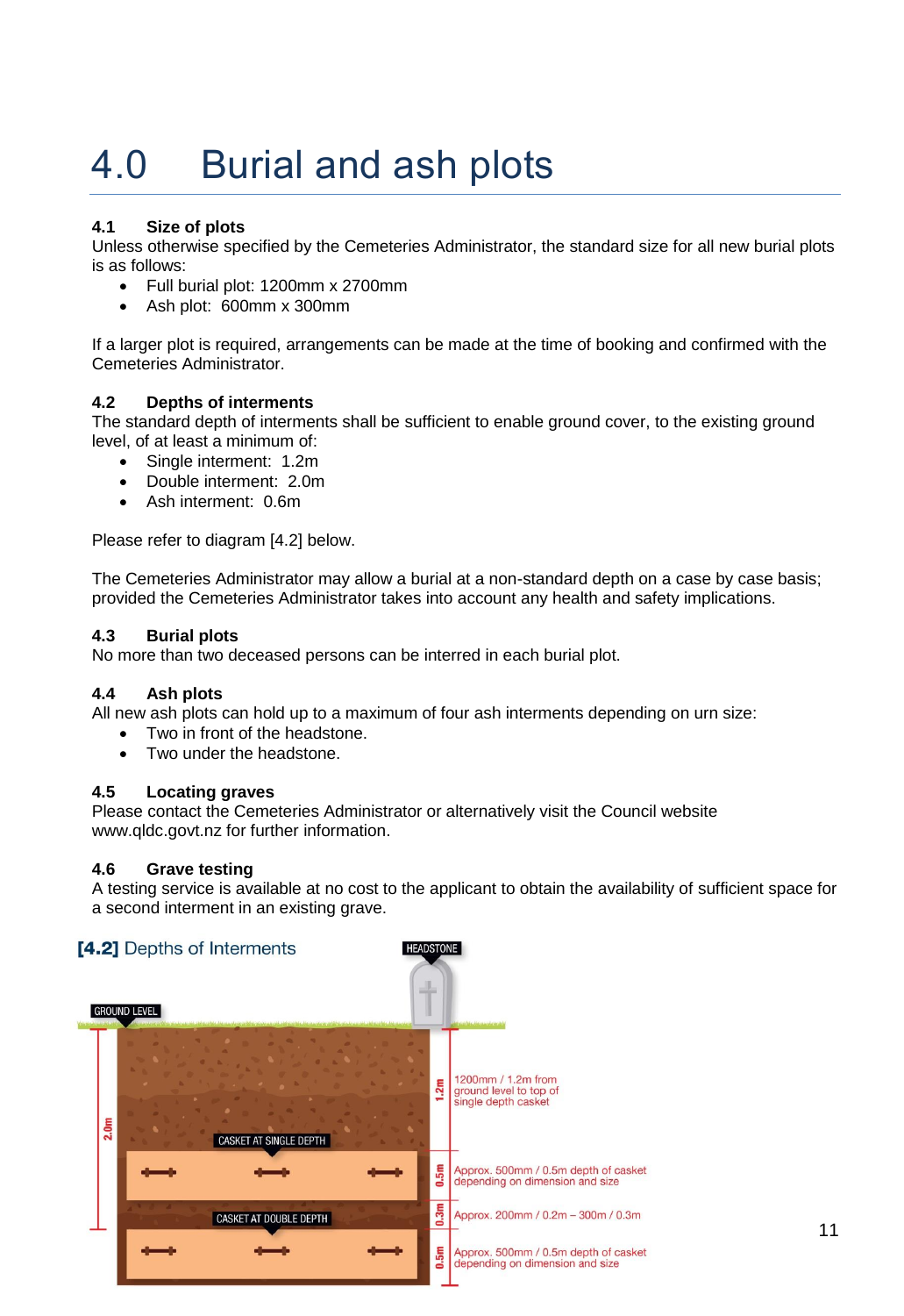# 4.0 Burial and ash plots

### 4.1 Size of plots

Unless otherwise specified by the Cemeteries Administrator, the standard size for all new burial plots is as follows:

- Full burial plot: 1200mm x 2700mm
- Ash plot: 600mm x 300mm

If a larger plot is required, arrangements can be made at the time of booking and confirmed with the Cemeteries Administrator.

### 4.2 Depths of interments

The standard depth of interments shall be sufficient to enable ground cover, to the existing ground level, of at least a minimum of:

- Single interment: 1.2m
- Double interment: 2.0m
- Ash interment: 0.6m

Please refer to diagram [4.2] below.

The Cemeteries Administrator may allow a burial at a non-standard depth on a case by case basis; provided the Cemeteries Administrator takes into account any health and safety implications.

### 4.3 Burial plots

No more than two deceased persons can be interred in each burial plot.

### 4.4 Ash plots

All new ash plots can hold up to a maximum of four ash interments depending on urn size:

- Two in front of the headstone.
- Two under the headstone.

### 4.5 Locating graves

Please contact the Cemeteries Administrator or alternatively visit the Council website www.qldc.govt.nz for further information.

### 4.6 Grave testing

A testing service is available at no cost to the applicant to obtain the availability of sufficient space for a second interment in an existing grave.

**[4.2]** Depths of Interments

HEADSTONE

GROUND LEVEL

2.0m

1.2m — 1200mm / 1.2m from ground level to top of single depth casket

CASKET AT SINGLE DEPTH

0.5m — Approx. 500mm / 0.5m depth of casket depending on dimension and size

CASKET AT DOUBLE DEPTH

0.3m — Approx. 200mm / 0.2m – 300m / 0.3m

0.5m — Approx. 500mm / 0.5m depth of casket depending on dimension and size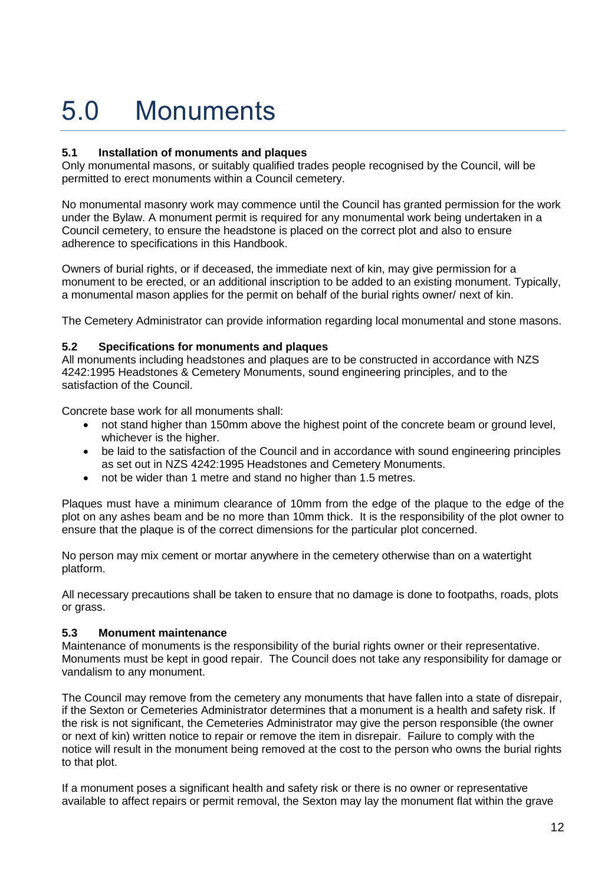# 5.0 Monuments

### 5.1 Installation of monuments and plaques

Only monumental masons, or suitably qualified trades people recognised by the Council, will be permitted to erect monuments within a Council cemetery.

No monumental masonry work may commence until the Council has granted permission for the work under the Bylaw. A monument permit is required for any monumental work being undertaken in a Council cemetery, to ensure the headstone is placed on the correct plot and also to ensure adherence to specifications in this Handbook.

Owners of burial rights, or if deceased, the immediate next of kin, may give permission for a monument to be erected, or an additional inscription to be added to an existing monument. Typically, a monumental mason applies for the permit on behalf of the burial rights owner/ next of kin.

The Cemetery Administrator can provide information regarding local monumental and stone masons.

### 5.2 Specifications for monuments and plaques

All monuments including headstones and plaques are to be constructed in accordance with NZS 4242:1995 Headstones & Cemetery Monuments, sound engineering principles, and to the satisfaction of the Council.

Concrete base work for all monuments shall:

- not stand higher than 150mm above the highest point of the concrete beam or ground level, whichever is the higher.
- be laid to the satisfaction of the Council and in accordance with sound engineering principles as set out in NZS 4242:1995 Headstones and Cemetery Monuments.
- not be wider than 1 metre and stand no higher than 1.5 metres.

Plaques must have a minimum clearance of 10mm from the edge of the plaque to the edge of the plot on any ashes beam and be no more than 10mm thick. It is the responsibility of the plot owner to ensure that the plaque is of the correct dimensions for the particular plot concerned.

No person may mix cement or mortar anywhere in the cemetery otherwise than on a watertight platform.

All necessary precautions shall be taken to ensure that no damage is done to footpaths, roads, plots or grass.

### 5.3 Monument maintenance

Maintenance of monuments is the responsibility of the burial rights owner or their representative. Monuments must be kept in good repair. The Council does not take any responsibility for damage or vandalism to any monument.

The Council may remove from the cemetery any monuments that have fallen into a state of disrepair, if the Sexton or Cemeteries Administrator determines that a monument is a health and safety risk. If the risk is not significant, the Cemeteries Administrator may give the person responsible (the owner or next of kin) written notice to repair or remove the item in disrepair. Failure to comply with the notice will result in the monument being removed at the cost to the person who owns the burial rights to that plot.

If a monument poses a significant health and safety risk or there is no owner or representative available to affect repairs or permit removal, the Sexton may lay the monument flat within the grave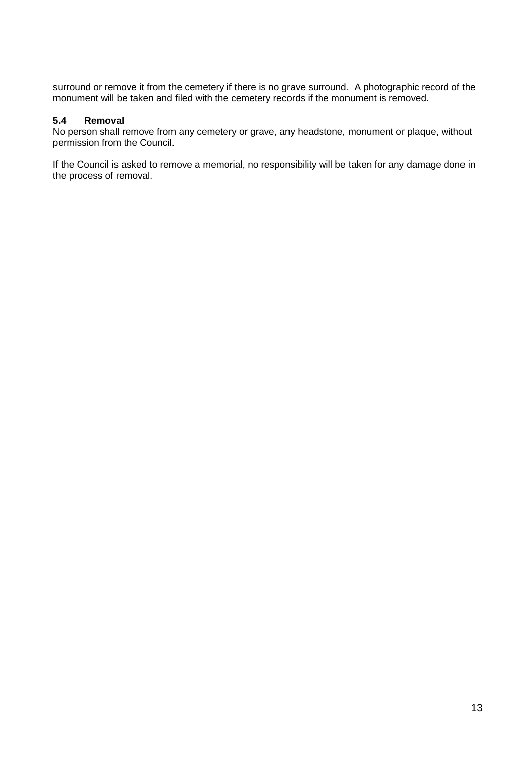surround or remove it from the cemetery if there is no grave surround. A photographic record of the monument will be taken and filed with the cemetery records if the monument is removed.

### 5.4 Removal

No person shall remove from any cemetery or grave, any headstone, monument or plaque, without permission from the Council.

If the Council is asked to remove a memorial, no responsibility will be taken for any damage done in the process of removal.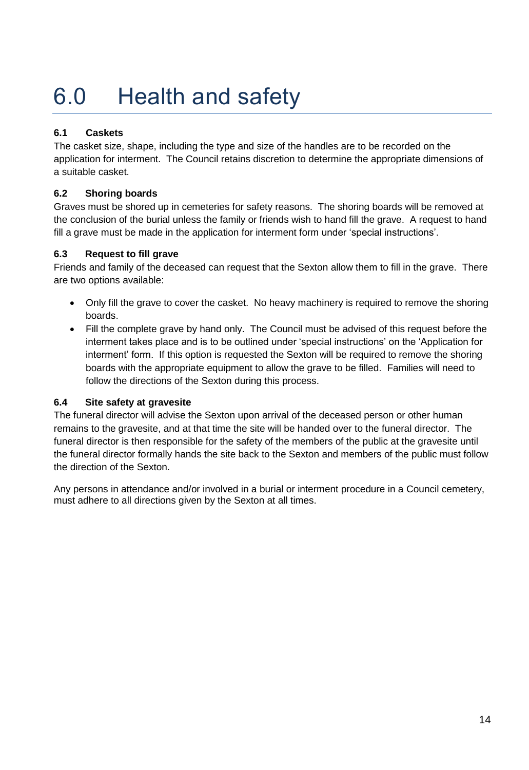# 6.0 Health and safety

### 6.1 Caskets

The casket size, shape, including the type and size of the handles are to be recorded on the application for interment. The Council retains discretion to determine the appropriate dimensions of a suitable casket.

### 6.2 Shoring boards

Graves must be shored up in cemeteries for safety reasons. The shoring boards will be removed at the conclusion of the burial unless the family or friends wish to hand fill the grave. A request to hand fill a grave must be made in the application for interment form under 'special instructions'.

### 6.3 Request to fill grave

Friends and family of the deceased can request that the Sexton allow them to fill in the grave. There are two options available:

- Only fill the grave to cover the casket. No heavy machinery is required to remove the shoring boards.
- Fill the complete grave by hand only. The Council must be advised of this request before the interment takes place and is to be outlined under 'special instructions' on the 'Application for interment' form. If this option is requested the Sexton will be required to remove the shoring boards with the appropriate equipment to allow the grave to be filled. Families will need to follow the directions of the Sexton during this process.

### 6.4 Site safety at gravesite

The funeral director will advise the Sexton upon arrival of the deceased person or other human remains to the gravesite, and at that time the site will be handed over to the funeral director. The funeral director is then responsible for the safety of the members of the public at the gravesite until the funeral director formally hands the site back to the Sexton and members of the public must follow the direction of the Sexton.

Any persons in attendance and/or involved in a burial or interment procedure in a Council cemetery, must adhere to all directions given by the Sexton at all times.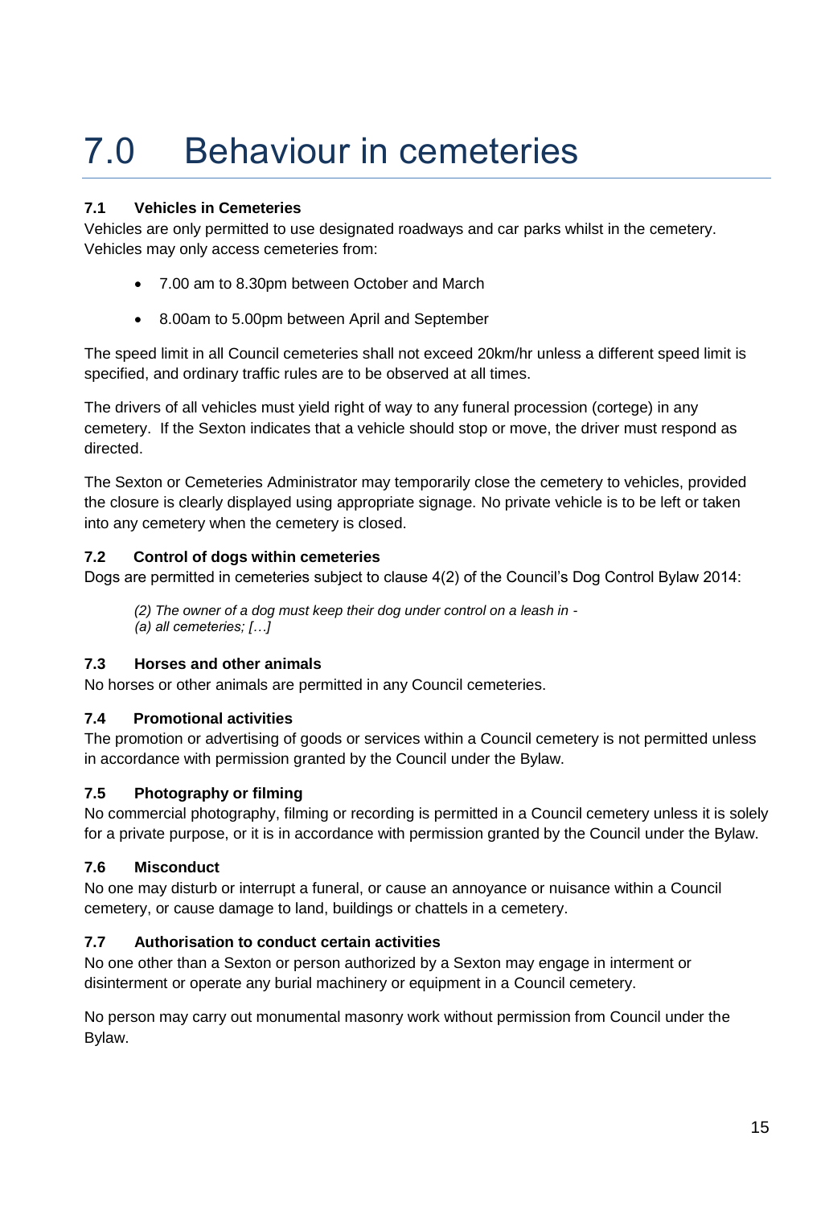# 7.0 Behaviour in cemeteries

### 7.1 Vehicles in Cemeteries

Vehicles are only permitted to use designated roadways and car parks whilst in the cemetery. Vehicles may only access cemeteries from:

- 7.00 am to 8.30pm between October and March
- 8.00am to 5.00pm between April and September

The speed limit in all Council cemeteries shall not exceed 20km/hr unless a different speed limit is specified, and ordinary traffic rules are to be observed at all times.

The drivers of all vehicles must yield right of way to any funeral procession (cortege) in any cemetery. If the Sexton indicates that a vehicle should stop or move, the driver must respond as directed.

The Sexton or Cemeteries Administrator may temporarily close the cemetery to vehicles, provided the closure is clearly displayed using appropriate signage. No private vehicle is to be left or taken into any cemetery when the cemetery is closed.

### 7.2 Control of dogs within cemeteries

Dogs are permitted in cemeteries subject to clause 4(2) of the Council's Dog Control Bylaw 2014:

> *(2) The owner of a dog must keep their dog under control on a leash in -*
> *(a) all cemeteries; […]*

### 7.3 Horses and other animals

No horses or other animals are permitted in any Council cemeteries.

### 7.4 Promotional activities

The promotion or advertising of goods or services within a Council cemetery is not permitted unless in accordance with permission granted by the Council under the Bylaw.

### 7.5 Photography or filming

No commercial photography, filming or recording is permitted in a Council cemetery unless it is solely for a private purpose, or it is in accordance with permission granted by the Council under the Bylaw.

### 7.6 Misconduct

No one may disturb or interrupt a funeral, or cause an annoyance or nuisance within a Council cemetery, or cause damage to land, buildings or chattels in a cemetery.

### 7.7 Authorisation to conduct certain activities

No one other than a Sexton or person authorized by a Sexton may engage in interment or disinterment or operate any burial machinery or equipment in a Council cemetery.

No person may carry out monumental masonry work without permission from Council under the Bylaw.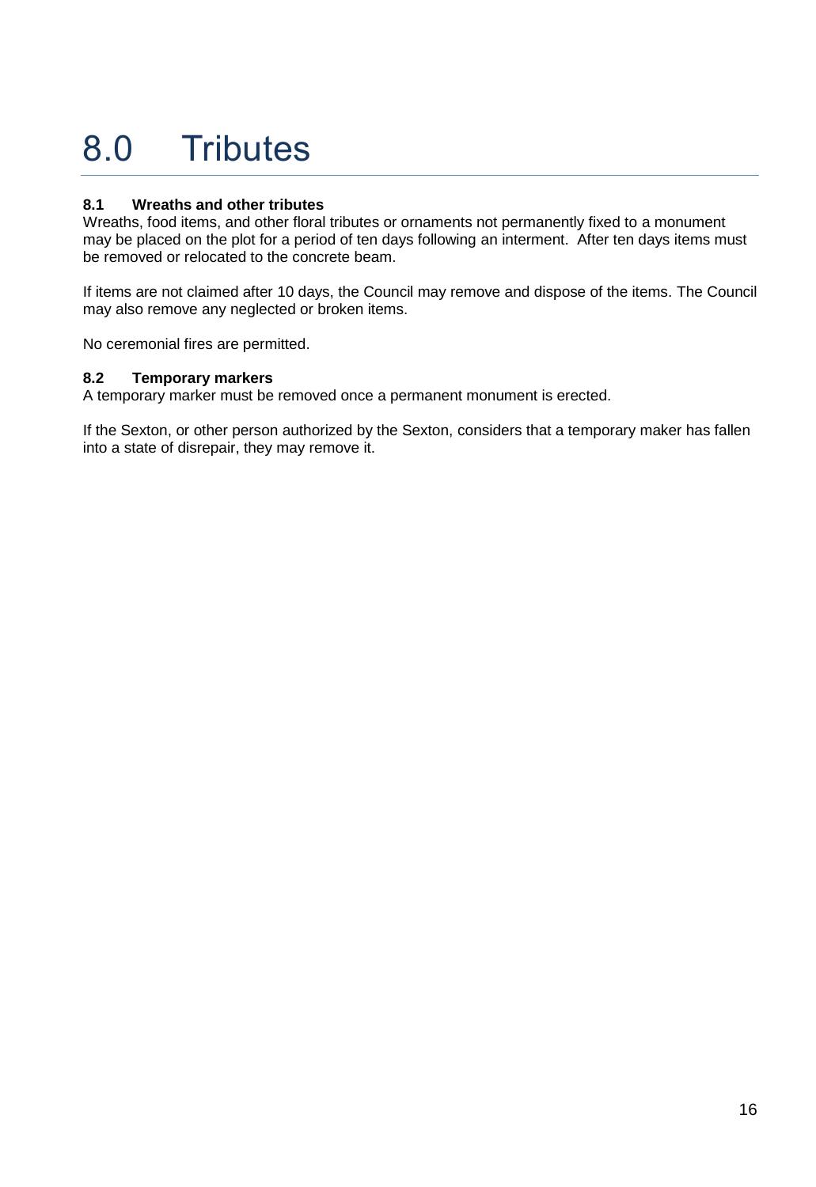# 8.0 Tributes

### 8.1 Wreaths and other tributes

Wreaths, food items, and other floral tributes or ornaments not permanently fixed to a monument may be placed on the plot for a period of ten days following an interment. After ten days items must be removed or relocated to the concrete beam.

If items are not claimed after 10 days, the Council may remove and dispose of the items. The Council may also remove any neglected or broken items.

No ceremonial fires are permitted.

### 8.2 Temporary markers

A temporary marker must be removed once a permanent monument is erected.

If the Sexton, or other person authorized by the Sexton, considers that a temporary maker has fallen into a state of disrepair, they may remove it.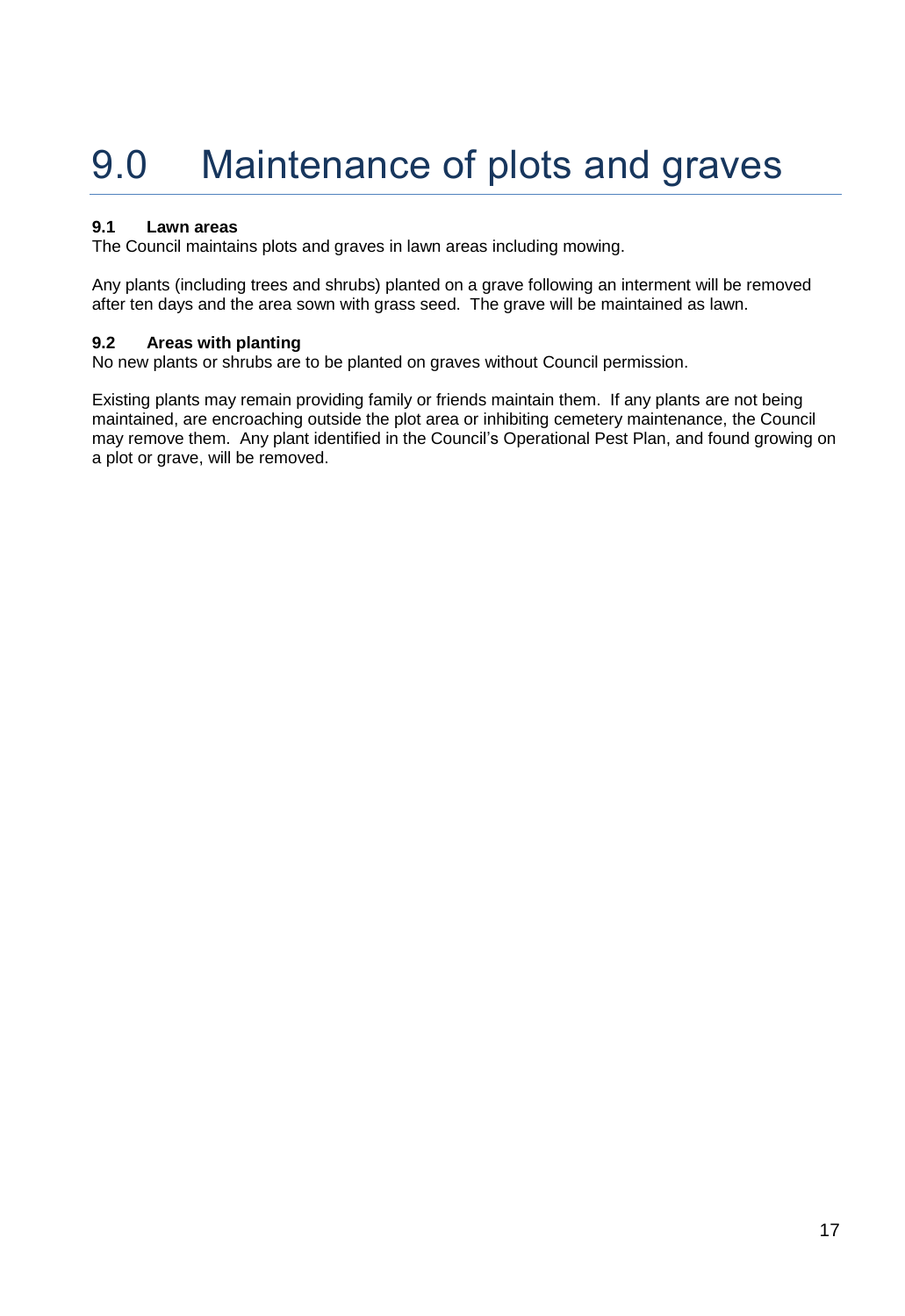# 9.0 Maintenance of plots and graves

### 9.1 Lawn areas

The Council maintains plots and graves in lawn areas including mowing.

Any plants (including trees and shrubs) planted on a grave following an interment will be removed after ten days and the area sown with grass seed. The grave will be maintained as lawn.

### 9.2 Areas with planting

No new plants or shrubs are to be planted on graves without Council permission.

Existing plants may remain providing family or friends maintain them. If any plants are not being maintained, are encroaching outside the plot area or inhibiting cemetery maintenance, the Council may remove them. Any plant identified in the Council's Operational Pest Plan, and found growing on a plot or grave, will be removed.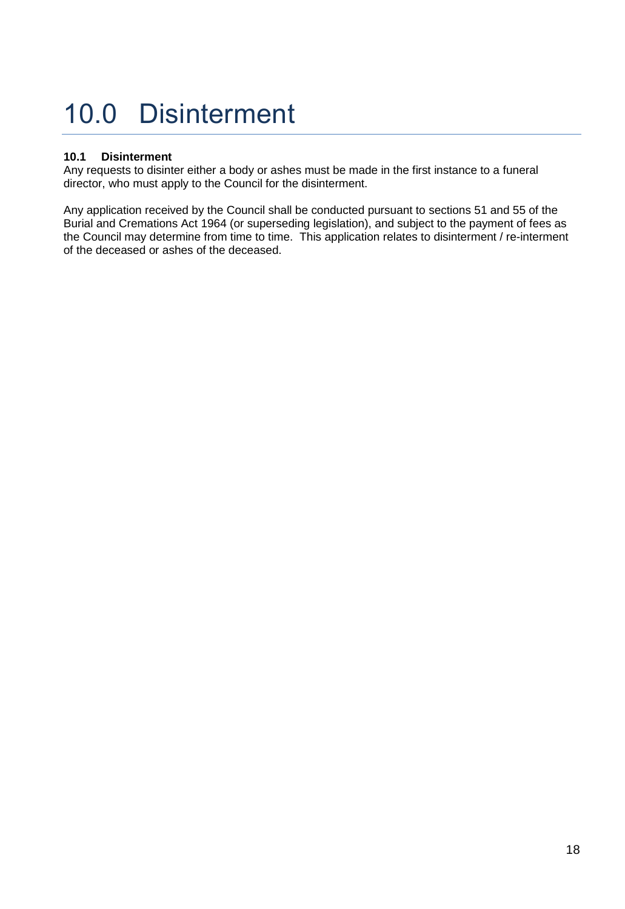# 10.0 Disinterment

### 10.1 Disinterment

Any requests to disinter either a body or ashes must be made in the first instance to a funeral director, who must apply to the Council for the disinterment.

Any application received by the Council shall be conducted pursuant to sections 51 and 55 of the Burial and Cremations Act 1964 (or superseding legislation), and subject to the payment of fees as the Council may determine from time to time. This application relates to disinterment / re-interment of the deceased or ashes of the deceased.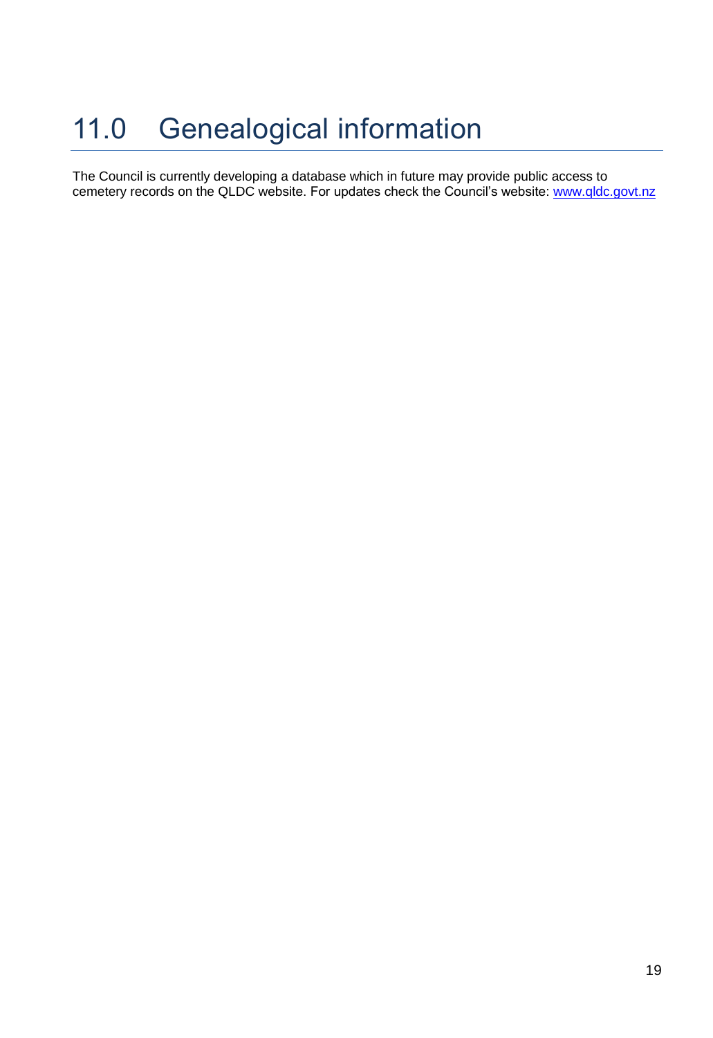# 11.0 Genealogical information

The Council is currently developing a database which in future may provide public access to cemetery records on the QLDC website. For updates check the Council's website: [www.qldc.govt.nz](http://www.qldc.govt.nz)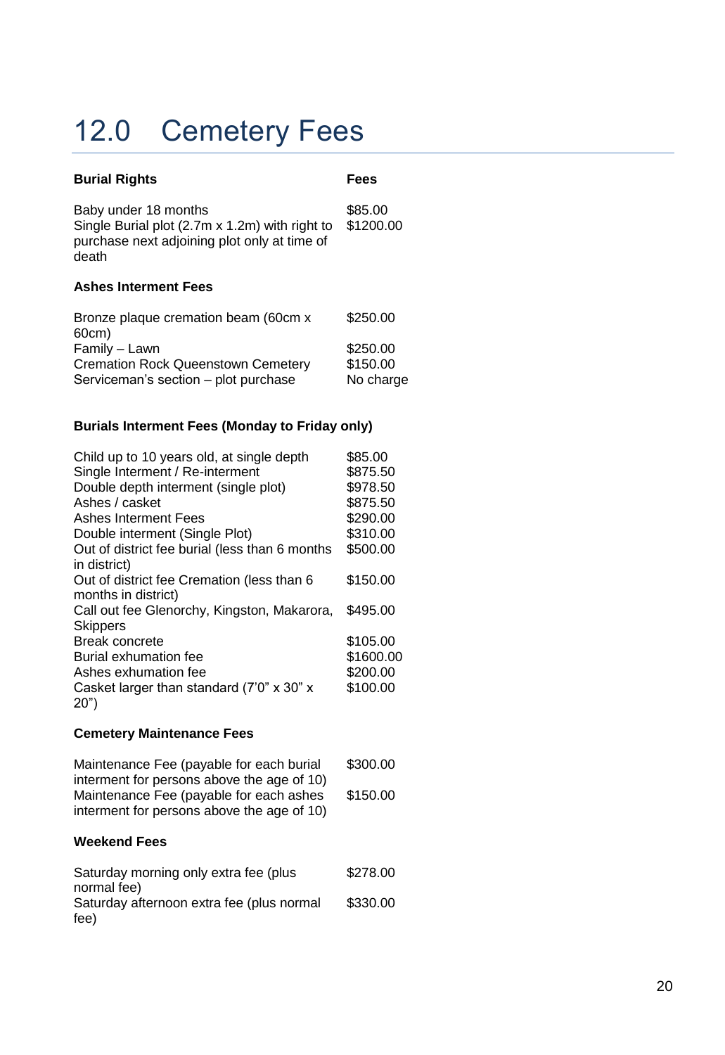# 12.0 Cemetery Fees

| Burial Rights | Fees |
|---|---|
| Baby under 18 months | $85.00 |
| Single Burial plot (2.7m x 1.2m) with right to purchase next adjoining plot only at time of death | $1200.00 |

**Ashes Interment Fees**

| | |
|---|---|
| Bronze plaque cremation beam (60cm x 60cm) | $250.00 |
| Family – Lawn | $250.00 |
| Cremation Rock Queenstown Cemetery | $150.00 |
| Serviceman's section – plot purchase | No charge |

**Burials Interment Fees (Monday to Friday only)**

| | |
|---|---|
| Child up to 10 years old, at single depth | $85.00 |
| Single Interment / Re-interment | $875.50 |
| Double depth interment (single plot) | $978.50 |
| Ashes / casket | $875.50 |
| Ashes Interment Fees | $290.00 |
| Double interment (Single Plot) | $310.00 |
| Out of district fee burial (less than 6 months in district) | $500.00 |
| Out of district fee Cremation (less than 6 months in district) | $150.00 |
| Call out fee Glenorchy, Kingston, Makarora, Skippers | $495.00 |
| Break concrete | $105.00 |
| Burial exhumation fee | $1600.00 |
| Ashes exhumation fee | $200.00 |
| Casket larger than standard (7'0" x 30" x 20") | $100.00 |

**Cemetery Maintenance Fees**

| | |
|---|---|
| Maintenance Fee (payable for each burial interment for persons above the age of 10) | $300.00 |
| Maintenance Fee (payable for each ashes interment for persons above the age of 10) | $150.00 |

**Weekend Fees**

| | |
|---|---|
| Saturday morning only extra fee (plus normal fee) | $278.00 |
| Saturday afternoon extra fee (plus normal fee) | $330.00 |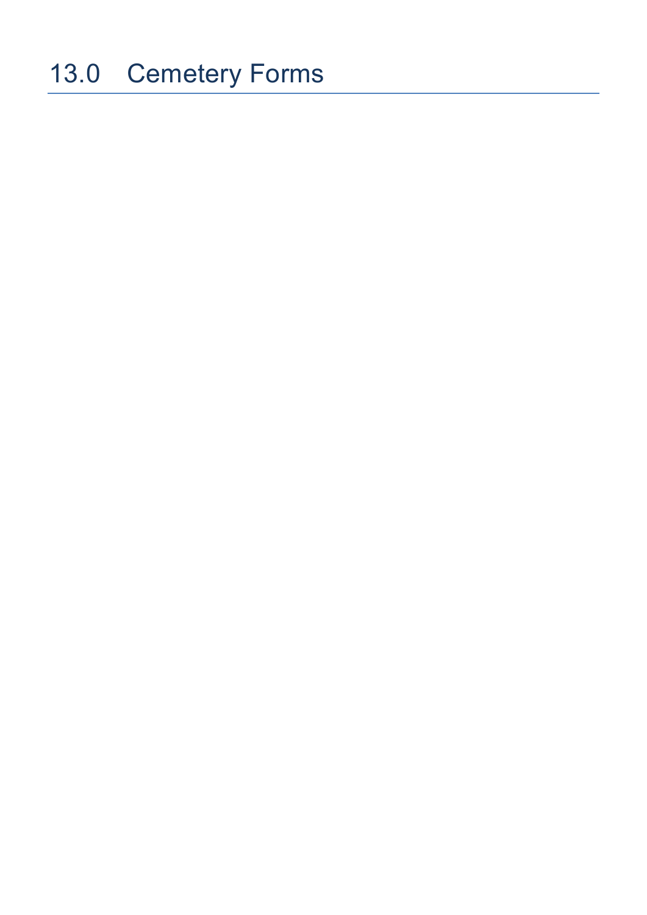# 13.0 Cemetery Forms